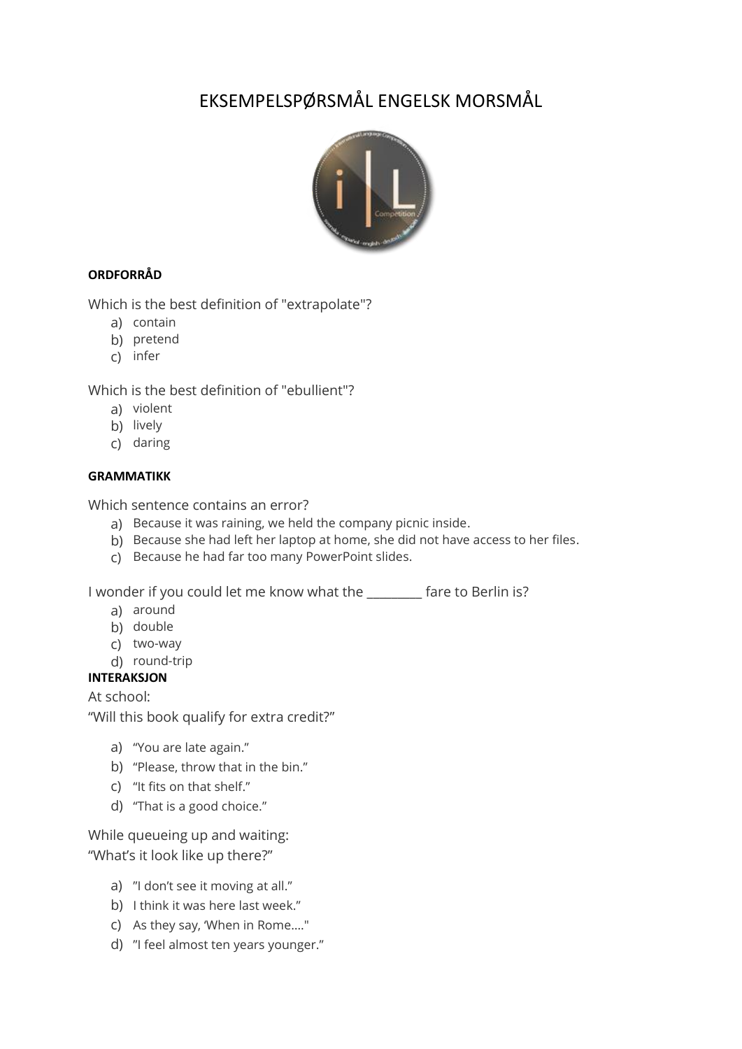# EKSEMPELSPØRSMÅL ENGELSK MORSMÅL

**ORDFORRÅD**

Which is the best definition of "extrapolate"?

a) contain
b) pretend
c) infer

Which is the best definition of "ebullient"?

a) violent
b) lively
c) daring

**GRAMMATIKK**

Which sentence contains an error?

a) Because it was raining, we held the company picnic inside.
b) Because she had left her laptop at home, she did not have access to her files.
c) Because he had far too many PowerPoint slides.

I wonder if you could let me know what the _________ fare to Berlin is?

a) around
b) double
c) two-way
d) round-trip

**INTERAKSJON**

At school:
"Will this book qualify for extra credit?"

a) "You are late again."
b) "Please, throw that in the bin."
c) "It fits on that shelf."
d) "That is a good choice."

While queueing up and waiting:
"What's it look like up there?"

a) "I don't see it moving at all."
b) I think it was here last week."
c) As they say, 'When in Rome...."
d) "I feel almost ten years younger."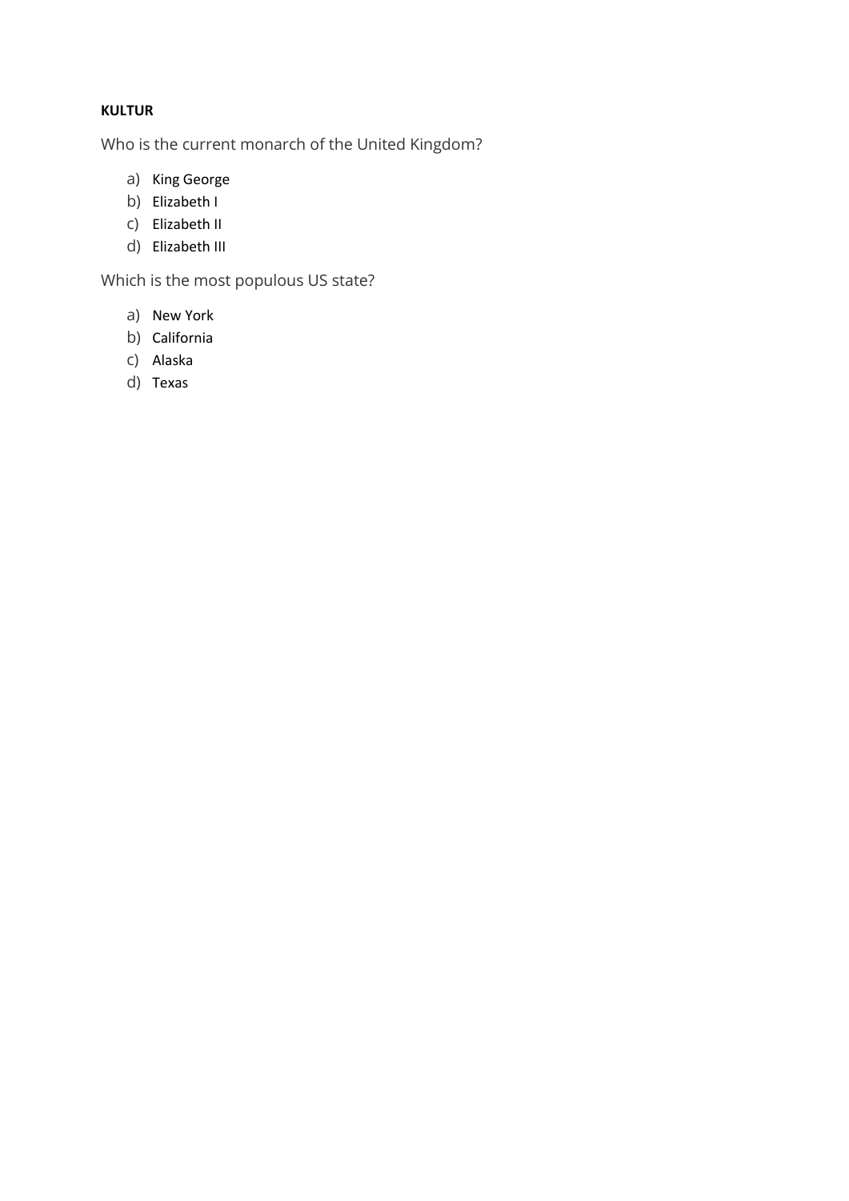**KULTUR**

Who is the current monarch of the United Kingdom?

a) King George
b) Elizabeth I
c) Elizabeth II
d) Elizabeth III

Which is the most populous US state?

a) New York
b) California
c) Alaska
d) Texas